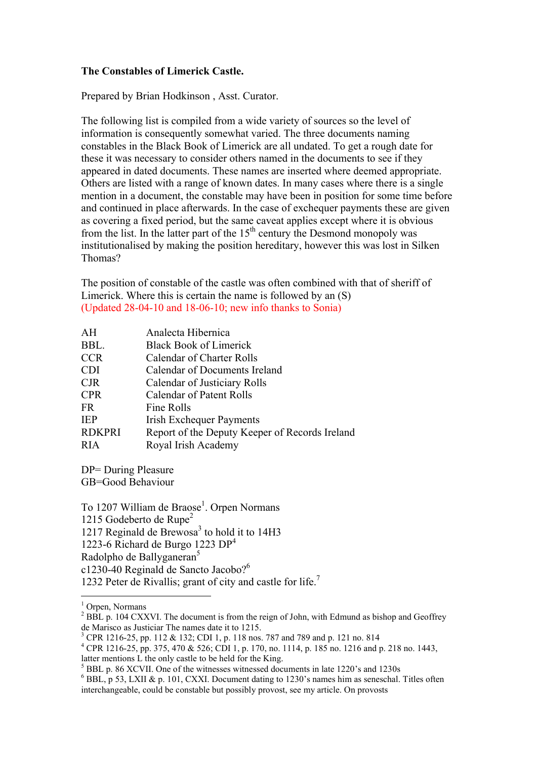**The Constables of Limerick Castle.**

Prepared by Brian Hodkinson , Asst. Curator.

The following list is compiled from a wide variety of sources so the level of information is consequently somewhat varied. The three documents naming constables in the Black Book of Limerick are all undated. To get a rough date for these it was necessary to consider others named in the documents to see if they appeared in dated documents. These names are inserted where deemed appropriate. Others are listed with a range of known dates. In many cases where there is a single mention in a document, the constable may have been in position for some time before and continued in place afterwards. In the case of exchequer payments these are given as covering a fixed period, but the same caveat applies except where it is obvious from the list. In the latter part of the 15th century the Desmond monopoly was institutionalised by making the position hereditary, however this was lost in Silken Thomas?

The position of constable of the castle was often combined with that of sheriff of Limerick. Where this is certain the name is followed by an (S)
(Updated 28-04-10 and 18-06-10; new info thanks to Sonia)

| | |
|---|---|
| AH | Analecta Hibernica |
| BBL. | Black Book of Limerick |
| CCR | Calendar of Charter Rolls |
| CDI | Calendar of Documents Ireland |
| CJR | Calendar of Justiciary Rolls |
| CPR | Calendar of Patent Rolls |
| FR | Fine Rolls |
| IEP | Irish Exchequer Payments |
| RDKPRI | Report of the Deputy Keeper of Records Ireland |
| RIA | Royal Irish Academy |

DP= During Pleasure
GB=Good Behaviour

To 1207 William de Braose[1]. Orpen Normans
1215 Godeberto de Rupe[2]
1217 Reginald de Brewosa[3] to hold it to 14H3
1223-6 Richard de Burgo 1223 DP[4]
Radolpho de Ballyganeran[5]
c1230-40 Reginald de Sancto Jacobo?[6]
1232 Peter de Rivallis; grant of city and castle for life.[7]

---

[1] Orpen, Normans
[2] BBL p. 104 CXXVI. The document is from the reign of John, with Edmund as bishop and Geoffrey de Marisco as Justiciar The names date it to 1215.
[3] CPR 1216-25, pp. 112 & 132; CDI 1, p. 118 nos. 787 and 789 and p. 121 no. 814
[4] CPR 1216-25, pp. 375, 470 & 526; CDI 1, p. 170, no. 1114, p. 185 no. 1216 and p. 218 no. 1443, latter mentions L the only castle to be held for the King.
[5] BBL p. 86 XCVII. One of the witnesses witnessed documents in late 1220's and 1230s
[6] BBL, p 53, LXII & p. 101, CXXI. Document dating to 1230's names him as seneschal. Titles often interchangeable, could be constable but possibly provost, see my article. On provosts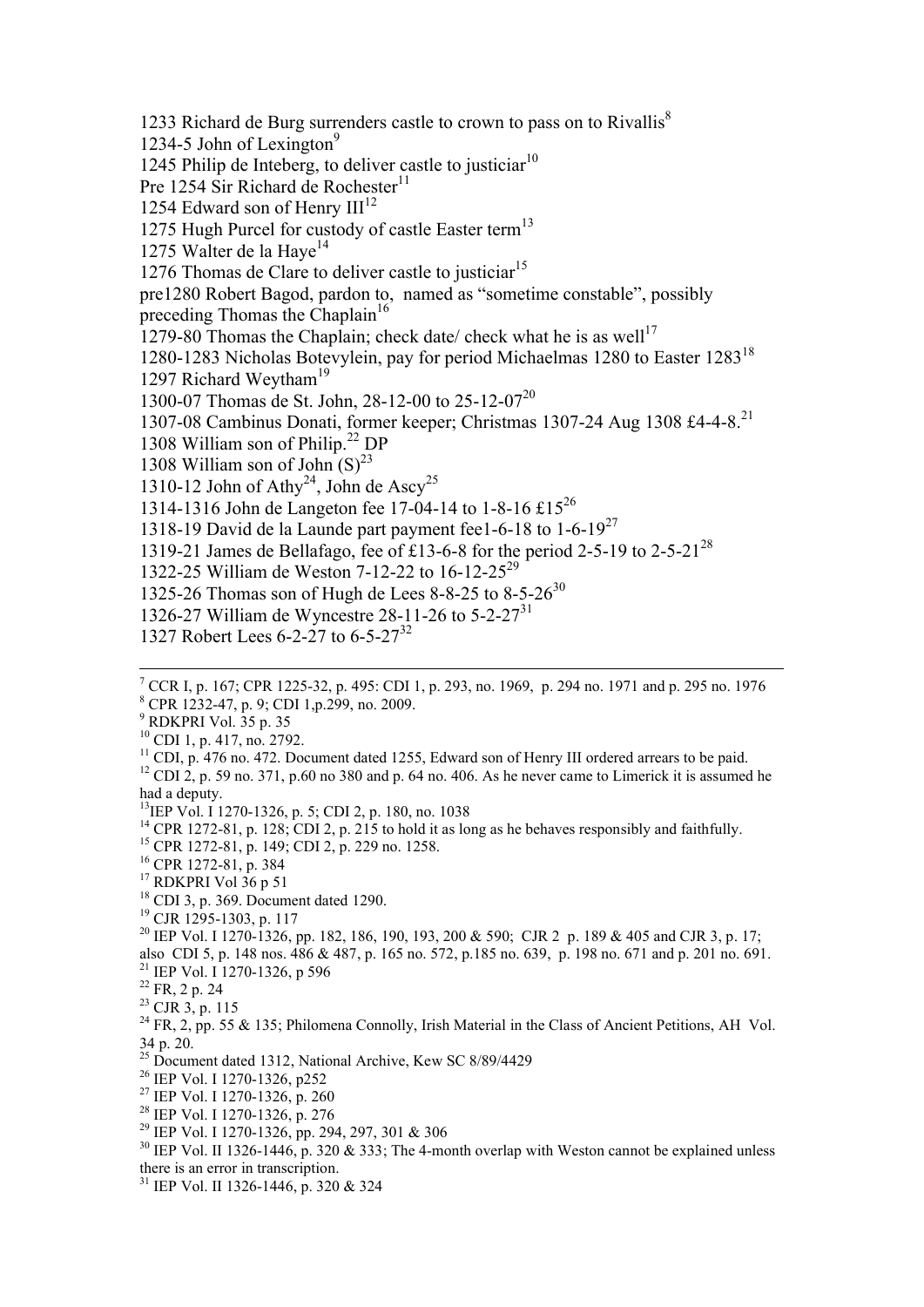1233 Richard de Burg surrenders castle to crown to pass on to Rivallis[8]

1234-5 John of Lexington[9]

1245 Philip de Inteberg, to deliver castle to justiciar[10]

Pre 1254 Sir Richard de Rochester[11]

1254 Edward son of Henry III[12]

1275 Hugh Purcel for custody of castle Easter term[13]

1275 Walter de la Haye[14]

1276 Thomas de Clare to deliver castle to justiciar[15]

pre1280 Robert Bagod, pardon to, named as "sometime constable", possibly preceding Thomas the Chaplain[16]

1279-80 Thomas the Chaplain; check date/ check what he is as well[17]

1280-1283 Nicholas Botevylein, pay for period Michaelmas 1280 to Easter 1283[18]

1297 Richard Weytham[19]

1300-07 Thomas de St. John, 28-12-00 to 25-12-07[20]

1307-08 Cambinus Donati, former keeper; Christmas 1307-24 Aug 1308 £4-4-8.[21]

1308 William son of Philip.[22] DP

1308 William son of John (S)[23]

1310-12 John of Athy[24], John de Ascy[25]

1314-1316 John de Langeton fee 17-04-14 to 1-8-16 £15[26]

1318-19 David de la Launde part payment fee1-6-18 to 1-6-19[27]

1319-21 James de Bellafago, fee of £13-6-8 for the period 2-5-19 to 2-5-21[28]

1322-25 William de Weston 7-12-22 to 16-12-25[29]

1325-26 Thomas son of Hugh de Lees 8-8-25 to 8-5-26[30]

1326-27 William de Wyncestre 28-11-26 to 5-2-27[31]

1327 Robert Lees 6-2-27 to 6-5-27[32]

---

[7] CCR I, p. 167; CPR 1225-32, p. 495: CDI 1, p. 293, no. 1969, p. 294 no. 1971 and p. 295 no. 1976

[8] CPR 1232-47, p. 9; CDI 1,p.299, no. 2009.

[9] RDKPRI Vol. 35 p. 35

[10] CDI 1, p. 417, no. 2792.

[11] CDI, p. 476 no. 472. Document dated 1255, Edward son of Henry III ordered arrears to be paid.

[12] CDI 2, p. 59 no. 371, p.60 no 380 and p. 64 no. 406. As he never came to Limerick it is assumed he had a deputy.

[13] IEP Vol. I 1270-1326, p. 5; CDI 2, p. 180, no. 1038

[14] CPR 1272-81, p. 128; CDI 2, p. 215 to hold it as long as he behaves responsibly and faithfully.

[15] CPR 1272-81, p. 149; CDI 2, p. 229 no. 1258.

[16] CPR 1272-81, p. 384

[17] RDKPRI Vol 36 p 51

[18] CDI 3, p. 369. Document dated 1290.

[19] CJR 1295-1303, p. 117

[20] IEP Vol. I 1270-1326, pp. 182, 186, 190, 193, 200 & 590; CJR 2 p. 189 & 405 and CJR 3, p. 17; also CDI 5, p. 148 nos. 486 & 487, p. 165 no. 572, p.185 no. 639, p. 198 no. 671 and p. 201 no. 691.

[21] IEP Vol. I 1270-1326, p 596

[22] FR, 2 p. 24

[23] CJR 3, p. 115

[24] FR, 2, pp. 55 & 135; Philomena Connolly, Irish Material in the Class of Ancient Petitions, AH Vol. 34 p. 20.

[25] Document dated 1312, National Archive, Kew SC 8/89/4429

[26] IEP Vol. I 1270-1326, p252

[27] IEP Vol. I 1270-1326, p. 260

[28] IEP Vol. I 1270-1326, p. 276

[29] IEP Vol. I 1270-1326, pp. 294, 297, 301 & 306

[30] IEP Vol. II 1326-1446, p. 320 & 333; The 4-month overlap with Weston cannot be explained unless there is an error in transcription.

[31] IEP Vol. II 1326-1446, p. 320 & 324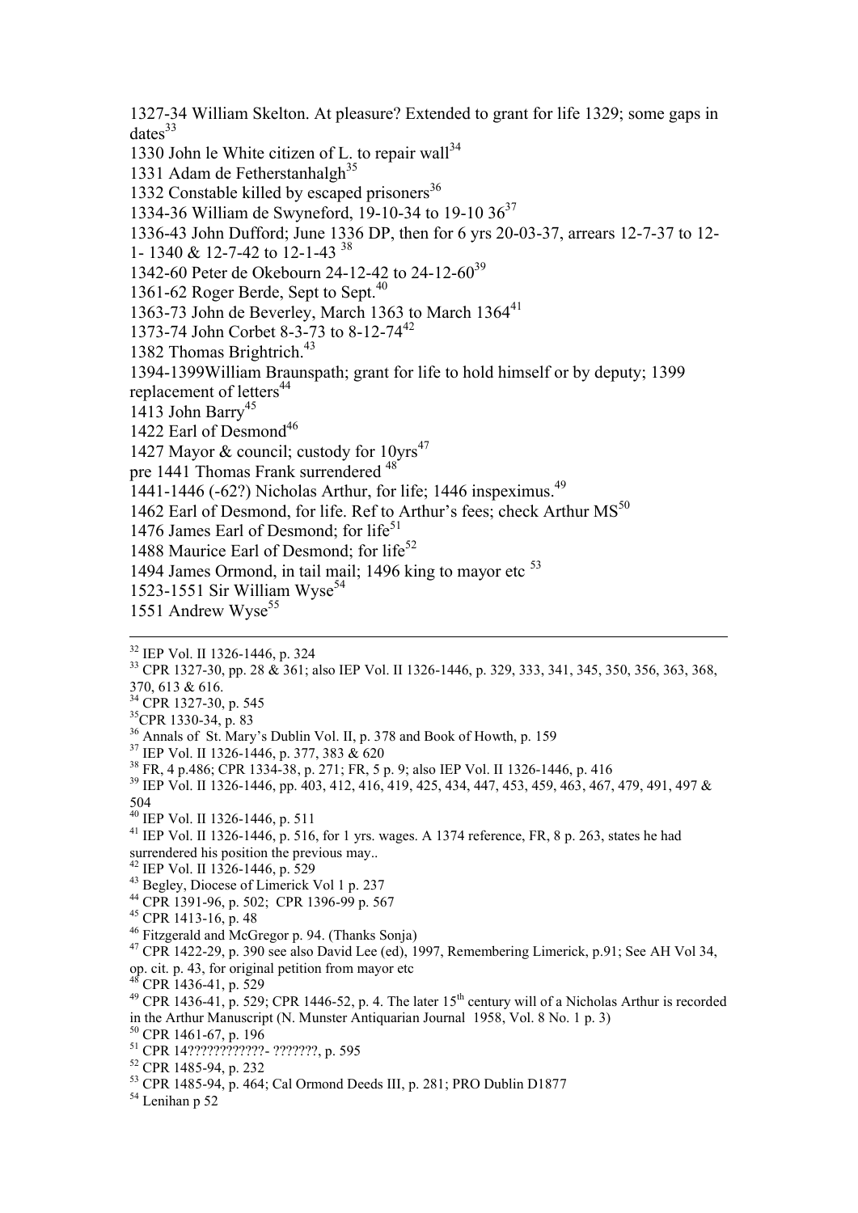1327-34 William Skelton. At pleasure? Extended to grant for life 1329; some gaps in dates[33]

1330 John le White citizen of L. to repair wall[34]

1331 Adam de Fetherstanhalgh[35]

1332 Constable killed by escaped prisoners[36]

1334-36 William de Swyneford, 19-10-34 to 19-10 36[37]

1336-43 John Dufford; June 1336 DP, then for 6 yrs 20-03-37, arrears 12-7-37 to 12-1- 1340 & 12-7-42 to 12-1-43 [38]

1342-60 Peter de Okebourn 24-12-42 to 24-12-60[39]

1361-62 Roger Berde, Sept to Sept.[40]

1363-73 John de Beverley, March 1363 to March 1364[41]

1373-74 John Corbet 8-3-73 to 8-12-74[42]

1382 Thomas Brightrich.[43]

1394-1399William Braunspath; grant for life to hold himself or by deputy; 1399 replacement of letters[44]

1413 John Barry[45]

1422 Earl of Desmond[46]

1427 Mayor & council; custody for 10yrs[47]

pre 1441 Thomas Frank surrendered [48]

1441-1446 (-62?) Nicholas Arthur, for life; 1446 inspeximus.[49]

1462 Earl of Desmond, for life. Ref to Arthur's fees; check Arthur MS[50]

1476 James Earl of Desmond; for life[51]

1488 Maurice Earl of Desmond; for life[52]

1494 James Ormond, in tail mail; 1496 king to mayor etc [53]

1523-1551 Sir William Wyse[54]

1551 Andrew Wyse[55]

---

[32] IEP Vol. II 1326-1446, p. 324

[33] CPR 1327-30, pp. 28 & 361; also IEP Vol. II 1326-1446, p. 329, 333, 341, 345, 350, 356, 363, 368, 370, 613 & 616.

[34] CPR 1327-30, p. 545

[35] CPR 1330-34, p. 83

[36] Annals of St. Mary's Dublin Vol. II, p. 378 and Book of Howth, p. 159

[37] IEP Vol. II 1326-1446, p. 377, 383 & 620

[38] FR, 4 p.486; CPR 1334-38, p. 271; FR, 5 p. 9; also IEP Vol. II 1326-1446, p. 416

[39] IEP Vol. II 1326-1446, pp. 403, 412, 416, 419, 425, 434, 447, 453, 459, 463, 467, 479, 491, 497 & 504

[40] IEP Vol. II 1326-1446, p. 511

[41] IEP Vol. II 1326-1446, p. 516, for 1 yrs. wages. A 1374 reference, FR, 8 p. 263, states he had surrendered his position the previous may..

[42] IEP Vol. II 1326-1446, p. 529

[43] Begley, Diocese of Limerick Vol 1 p. 237

[44] CPR 1391-96, p. 502; CPR 1396-99 p. 567

[45] CPR 1413-16, p. 48

[46] Fitzgerald and McGregor p. 94. (Thanks Sonja)

[47] CPR 1422-29, p. 390 see also David Lee (ed), 1997, Remembering Limerick, p.91; See AH Vol 34, op. cit. p. 43, for original petition from mayor etc

[48] CPR 1436-41, p. 529

[49] CPR 1436-41, p. 529; CPR 1446-52, p. 4. The later 15th century will of a Nicholas Arthur is recorded in the Arthur Manuscript (N. Munster Antiquarian Journal 1958, Vol. 8 No. 1 p. 3)

[50] CPR 1461-67, p. 196

[51] CPR 14????????????- ???????, p. 595

[52] CPR 1485-94, p. 232

[53] CPR 1485-94, p. 464; Cal Ormond Deeds III, p. 281; PRO Dublin D1877

[54] Lenihan p 52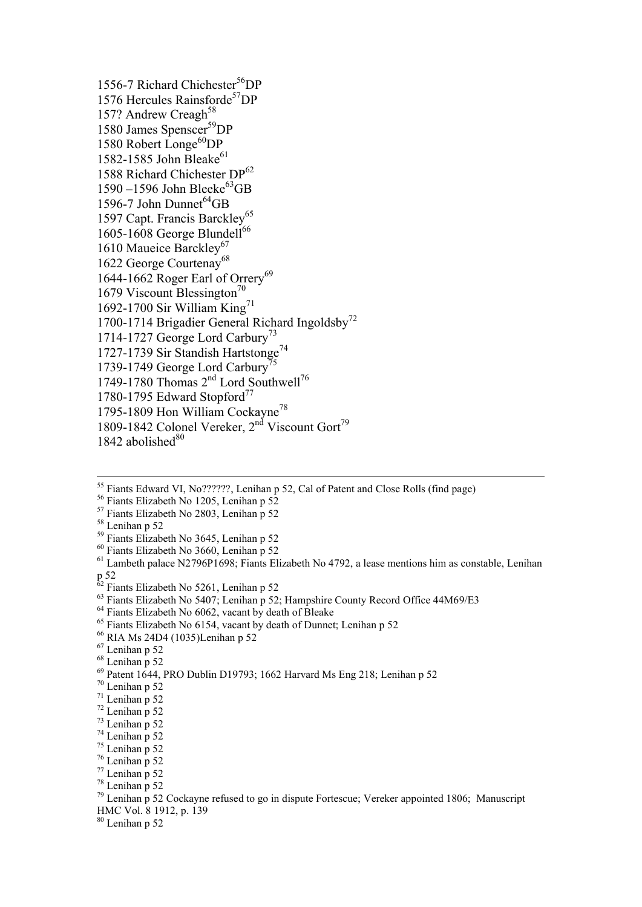1556-7 Richard Chichester[56]DP
1576 Hercules Rainsforde[57]DP
157? Andrew Creagh[58]
1580 James Spenscer[59]DP
1580 Robert Longe[60]DP
1582-1585 John Bleake[61]
1588 Richard Chichester DP[62]
1590 –1596 John Bleeke[63]GB
1596-7 John Dunnet[64]GB
1597 Capt. Francis Barckley[65]
1605-1608 George Blundell[66]
1610 Maueice Barckley[67]
1622 George Courtenay[68]
1644-1662 Roger Earl of Orrery[69]
1679 Viscount Blessington[70]
1692-1700 Sir William King[71]
1700-1714 Brigadier General Richard Ingoldsby[72]
1714-1727 George Lord Carbury[73]
1727-1739 Sir Standish Hartstonge[74]
1739-1749 George Lord Carbury[75]
1749-1780 Thomas 2nd Lord Southwell[76]
1780-1795 Edward Stopford[77]
1795-1809 Hon William Cockayne[78]
1809-1842 Colonel Vereker, 2nd Viscount Gort[79]
1842 abolished[80]

---

[55] Fiants Edward VI, No??????, Lenihan p 52, Cal of Patent and Close Rolls (find page)
[56] Fiants Elizabeth No 1205, Lenihan p 52
[57] Fiants Elizabeth No 2803, Lenihan p 52
[58] Lenihan p 52
[59] Fiants Elizabeth No 3645, Lenihan p 52
[60] Fiants Elizabeth No 3660, Lenihan p 52
[61] Lambeth palace N2796P1698; Fiants Elizabeth No 4792, a lease mentions him as constable, Lenihan p 52
[62] Fiants Elizabeth No 5261, Lenihan p 52
[63] Fiants Elizabeth No 5407; Lenihan p 52; Hampshire County Record Office 44M69/E3
[64] Fiants Elizabeth No 6062, vacant by death of Bleake
[65] Fiants Elizabeth No 6154, vacant by death of Dunnet; Lenihan p 52
[66] RIA Ms 24D4 (1035)Lenihan p 52
[67] Lenihan p 52
[68] Lenihan p 52
[69] Patent 1644, PRO Dublin D19793; 1662 Harvard Ms Eng 218; Lenihan p 52
[70] Lenihan p 52
[71] Lenihan p 52
[72] Lenihan p 52
[73] Lenihan p 52
[74] Lenihan p 52
[75] Lenihan p 52
[76] Lenihan p 52
[77] Lenihan p 52
[78] Lenihan p 52
[79] Lenihan p 52 Cockayne refused to go in dispute Fortescue; Vereker appointed 1806; Manuscript HMC Vol. 8 1912, p. 139
[80] Lenihan p 52